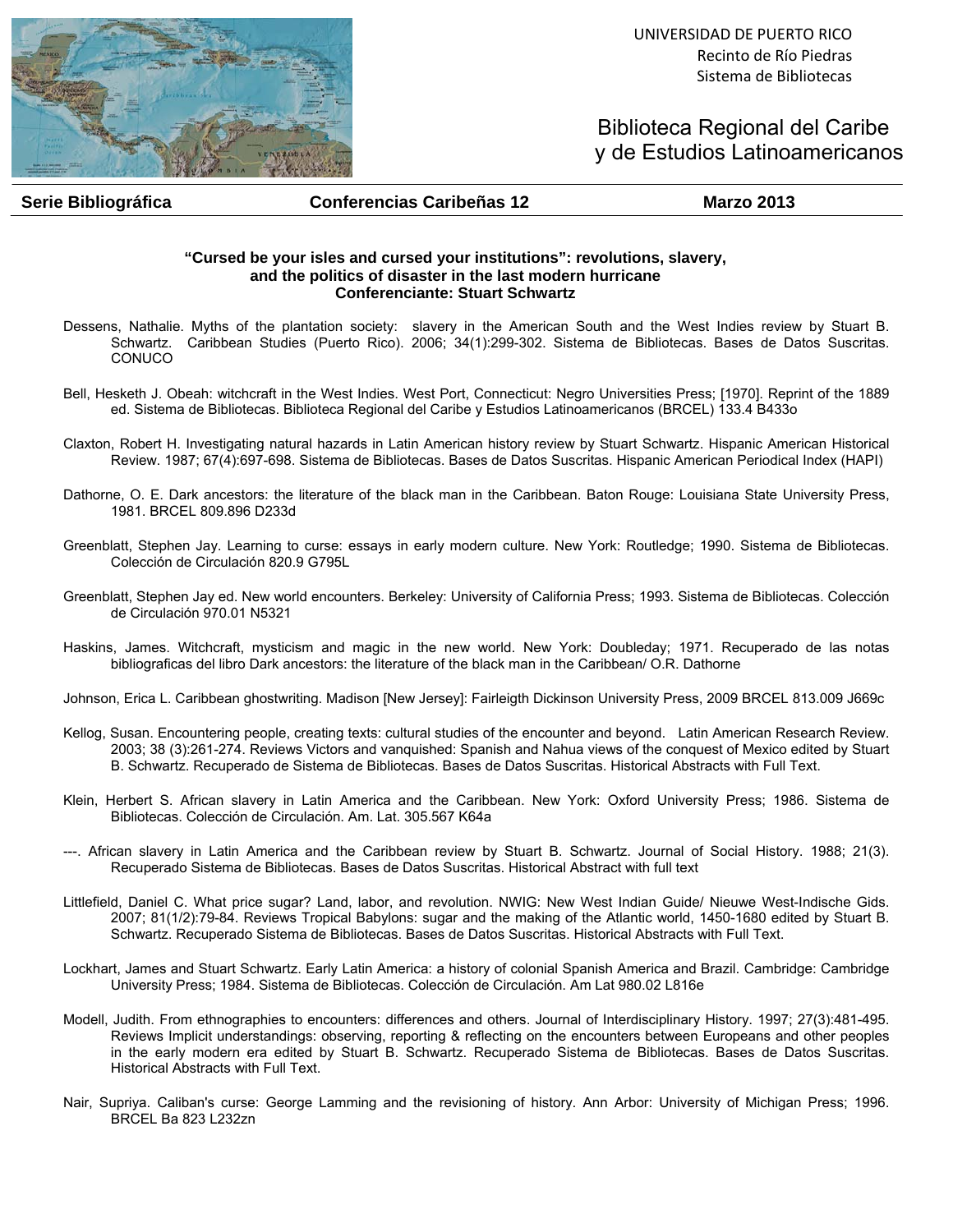UNIVERSIDAD DE PUERTO RICO
Recinto de Río Piedras
Sistema de Bibliotecas

# Biblioteca Regional del Caribe y de Estudios Latinoamericanos

**Serie Bibliográfica** | **Conferencias Caribeñas 12** | **Marzo 2013**

## "Cursed be your isles and cursed your institutions": revolutions, slavery, and the politics of disaster in the last modern hurricane

**Conferenciante: Stuart Schwartz**

Dessens, Nathalie. Myths of the plantation society: slavery in the American South and the West Indies review by Stuart B. Schwartz. Caribbean Studies (Puerto Rico). 2006; 34(1):299-302. Sistema de Bibliotecas. Bases de Datos Suscritas. CONUCO

Bell, Hesketh J. Obeah: witchcraft in the West Indies. West Port, Connecticut: Negro Universities Press; [1970]. Reprint of the 1889 ed. Sistema de Bibliotecas. Biblioteca Regional del Caribe y Estudios Latinoamericanos (BRCEL) 133.4 B433o

Claxton, Robert H. Investigating natural hazards in Latin American history review by Stuart Schwartz. Hispanic American Historical Review. 1987; 67(4):697-698. Sistema de Bibliotecas. Bases de Datos Suscritas. Hispanic American Periodical Index (HAPI)

Dathorne, O. E. Dark ancestors: the literature of the black man in the Caribbean. Baton Rouge: Louisiana State University Press, 1981. BRCEL 809.896 D233d

Greenblatt, Stephen Jay. Learning to curse: essays in early modern culture. New York: Routledge; 1990. Sistema de Bibliotecas. Colección de Circulación 820.9 G795L

Greenblatt, Stephen Jay ed. New world encounters. Berkeley: University of California Press; 1993. Sistema de Bibliotecas. Colección de Circulación 970.01 N5321

Haskins, James. Witchcraft, mysticism and magic in the new world. New York: Doubleday; 1971. Recuperado de las notas bibliograficas del libro Dark ancestors: the literature of the black man in the Caribbean/ O.R. Dathorne

Johnson, Erica L. Caribbean ghostwriting. Madison [New Jersey]: Fairleigth Dickinson University Press, 2009 BRCEL 813.009 J669c

Kellog, Susan. Encountering people, creating texts: cultural studies of the encounter and beyond. Latin American Research Review. 2003; 38 (3):261-274. Reviews Victors and vanquished: Spanish and Nahua views of the conquest of Mexico edited by Stuart B. Schwartz. Recuperado de Sistema de Bibliotecas. Bases de Datos Suscritas. Historical Abstracts with Full Text.

Klein, Herbert S. African slavery in Latin America and the Caribbean. New York: Oxford University Press; 1986. Sistema de Bibliotecas. Colección de Circulación. Am. Lat. 305.567 K64a

---. African slavery in Latin America and the Caribbean review by Stuart B. Schwartz. Journal of Social History. 1988; 21(3). Recuperado Sistema de Bibliotecas. Bases de Datos Suscritas. Historical Abstract with full text

Littlefield, Daniel C. What price sugar? Land, labor, and revolution. NWIG: New West Indian Guide/ Nieuwe West-Indische Gids. 2007; 81(1/2):79-84. Reviews Tropical Babylons: sugar and the making of the Atlantic world, 1450-1680 edited by Stuart B. Schwartz. Recuperado Sistema de Bibliotecas. Bases de Datos Suscritas. Historical Abstracts with Full Text.

Lockhart, James and Stuart Schwartz. Early Latin America: a history of colonial Spanish America and Brazil. Cambridge: Cambridge University Press; 1984. Sistema de Bibliotecas. Colección de Circulación. Am Lat 980.02 L816e

Modell, Judith. From ethnographies to encounters: differences and others. Journal of Interdisciplinary History. 1997; 27(3):481-495. Reviews Implicit understandings: observing, reporting & reflecting on the encounters between Europeans and other peoples in the early modern era edited by Stuart B. Schwartz. Recuperado Sistema de Bibliotecas. Bases de Datos Suscritas. Historical Abstracts with Full Text.

Nair, Supriya. Caliban's curse: George Lamming and the revisioning of history. Ann Arbor: University of Michigan Press; 1996. BRCEL Ba 823 L232zn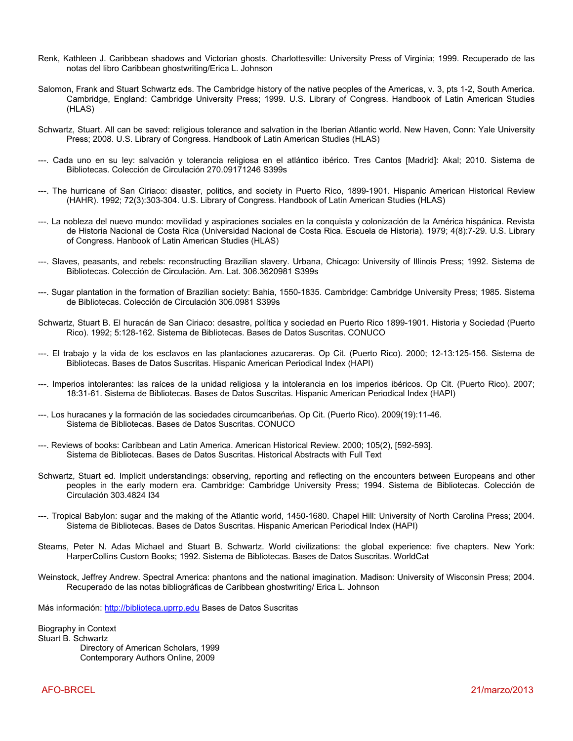Renk, Kathleen J. Caribbean shadows and Victorian ghosts. Charlottesville: University Press of Virginia; 1999. Recuperado de las notas del libro Caribbean ghostwriting/Erica L. Johnson

Salomon, Frank and Stuart Schwartz eds. The Cambridge history of the native peoples of the Americas, v. 3, pts 1-2, South America. Cambridge, England: Cambridge University Press; 1999. U.S. Library of Congress. Handbook of Latin American Studies (HLAS)

Schwartz, Stuart. All can be saved: religious tolerance and salvation in the Iberian Atlantic world. New Haven, Conn: Yale University Press; 2008. U.S. Library of Congress. Handbook of Latin American Studies (HLAS)

---. Cada uno en su ley: salvación y tolerancia religiosa en el atlántico ibérico. Tres Cantos [Madrid]: Akal; 2010. Sistema de Bibliotecas. Colección de Circulación 270.09171246 S399s

---. The hurricane of San Ciriaco: disaster, politics, and society in Puerto Rico, 1899-1901. Hispanic American Historical Review (HAHR). 1992; 72(3):303-304. U.S. Library of Congress. Handbook of Latin American Studies (HLAS)

---. La nobleza del nuevo mundo: movilidad y aspiraciones sociales en la conquista y colonización de la América hispánica. Revista de Historia Nacional de Costa Rica (Universidad Nacional de Costa Rica. Escuela de Historia). 1979; 4(8):7-29. U.S. Library of Congress. Hanbook of Latin American Studies (HLAS)

---. Slaves, peasants, and rebels: reconstructing Brazilian slavery. Urbana, Chicago: University of Illinois Press; 1992. Sistema de Bibliotecas. Colección de Circulación. Am. Lat. 306.3620981 S399s

---. Sugar plantation in the formation of Brazilian society: Bahia, 1550-1835. Cambridge: Cambridge University Press; 1985. Sistema de Bibliotecas. Colección de Circulación 306.0981 S399s

Schwartz, Stuart B. El huracán de San Ciriaco: desastre, política y sociedad en Puerto Rico 1899-1901. Historia y Sociedad (Puerto Rico). 1992; 5:128-162. Sistema de Bibliotecas. Bases de Datos Suscritas. CONUCO

---. El trabajo y la vida de los esclavos en las plantaciones azucareras. Op Cit. (Puerto Rico). 2000; 12-13:125-156. Sistema de Bibliotecas. Bases de Datos Suscritas. Hispanic American Periodical Index (HAPI)

---. Imperios intolerantes: las raíces de la unidad religiosa y la intolerancia en los imperios ibéricos. Op Cit. (Puerto Rico). 2007; 18:31-61. Sistema de Bibliotecas. Bases de Datos Suscritas. Hispanic American Periodical Index (HAPI)

---. Los huracanes y la formación de las sociedades circumcaribeńas. Op Cit. (Puerto Rico). 2009(19):11-46. Sistema de Bibliotecas. Bases de Datos Suscritas. CONUCO

---. Reviews of books: Caribbean and Latin America. American Historical Review. 2000; 105(2), [592-593]. Sistema de Bibliotecas. Bases de Datos Suscritas. Historical Abstracts with Full Text

Schwartz, Stuart ed. Implicit understandings: observing, reporting and reflecting on the encounters between Europeans and other peoples in the early modern era. Cambridge: Cambridge University Press; 1994. Sistema de Bibliotecas. Colección de Circulación 303.4824 I34

---. Tropical Babylon: sugar and the making of the Atlantic world, 1450-1680. Chapel Hill: University of North Carolina Press; 2004. Sistema de Bibliotecas. Bases de Datos Suscritas. Hispanic American Periodical Index (HAPI)

Steams, Peter N. Adas Michael and Stuart B. Schwartz. World civilizations: the global experience: five chapters. New York: HarperCollins Custom Books; 1992. Sistema de Bibliotecas. Bases de Datos Suscritas. WorldCat

Weinstock, Jeffrey Andrew. Spectral America: phantons and the national imagination. Madison: University of Wisconsin Press; 2004. Recuperado de las notas bibliográficas de Caribbean ghostwriting/ Erica L. Johnson

Más información: http://biblioteca.uprrp.edu Bases de Datos Suscritas

Biography in Context
Stuart B. Schwartz
- Directory of American Scholars, 1999
- Contemporary Authors Online, 2009

AFO-BRCEL 21/marzo/2013